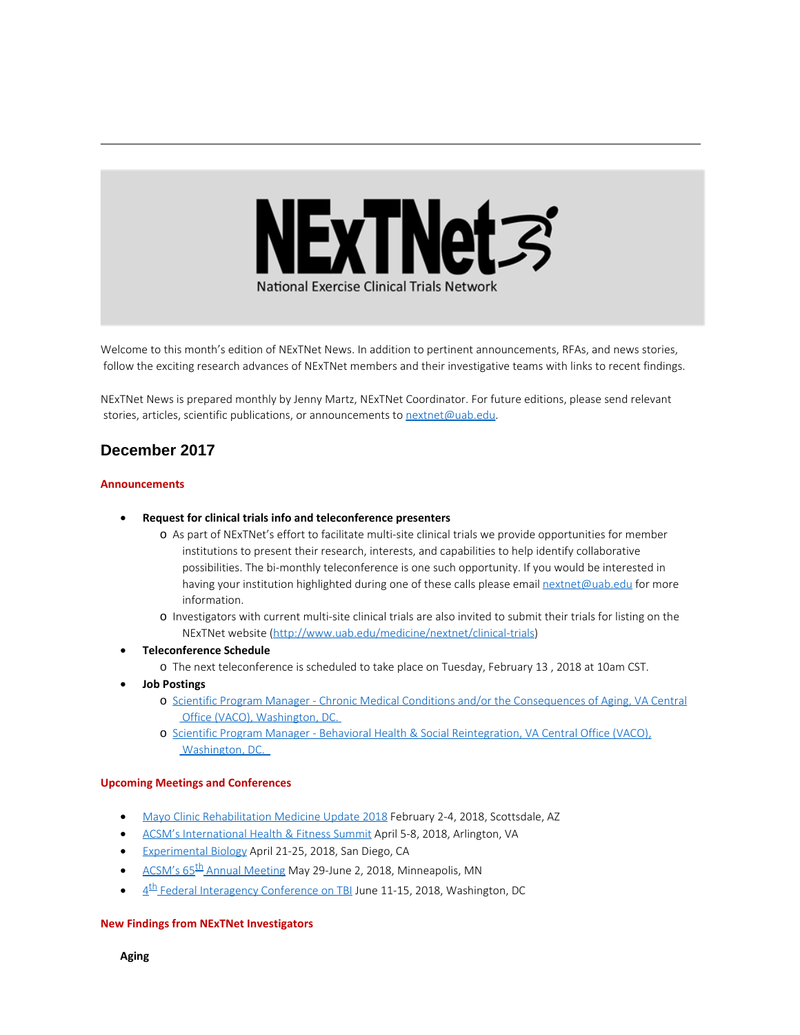# NExTNet

National Exercise Clinical Trials Network

Welcome to this month's edition of NExTNet News. In addition to pertinent announcements, RFAs, and news stories, follow the exciting research advances of NExTNet members and their investigative teams with links to recent findings.

NExTNet News is prepared monthly by Jenny Martz, NExTNet Coordinator. For future editions, please send relevant stories, articles, scientific publications, or announcements to nextnet@uab.edu.

## December 2017

### Announcements

- **Request for clinical trials info and teleconference presenters**
  - As part of NExTNet's effort to facilitate multi-site clinical trials we provide opportunities for member institutions to present their research, interests, and capabilities to help identify collaborative possibilities. The bi-monthly teleconference is one such opportunity. If you would be interested in having your institution highlighted during one of these calls please email nextnet@uab.edu for more information.
  - Investigators with current multi-site clinical trials are also invited to submit their trials for listing on the NExTNet website (http://www.uab.edu/medicine/nextnet/clinical-trials)
- **Teleconference Schedule**
  - The next teleconference is scheduled to take place on Tuesday, February 13 , 2018 at 10am CST.
- **Job Postings**
  - Scientific Program Manager - Chronic Medical Conditions and/or the Consequences of Aging, VA Central Office (VACO), Washington, DC.
  - Scientific Program Manager - Behavioral Health & Social Reintegration, VA Central Office (VACO), Washington, DC.

### Upcoming Meetings and Conferences

- Mayo Clinic Rehabilitation Medicine Update 2018 February 2-4, 2018, Scottsdale, AZ
- ACSM's International Health & Fitness Summit April 5-8, 2018, Arlington, VA
- Experimental Biology April 21-25, 2018, San Diego, CA
- ACSM's 65th Annual Meeting May 29-June 2, 2018, Minneapolis, MN
- 4th Federal Interagency Conference on TBI June 11-15, 2018, Washington, DC

### New Findings from NExTNet Investigators

**Aging**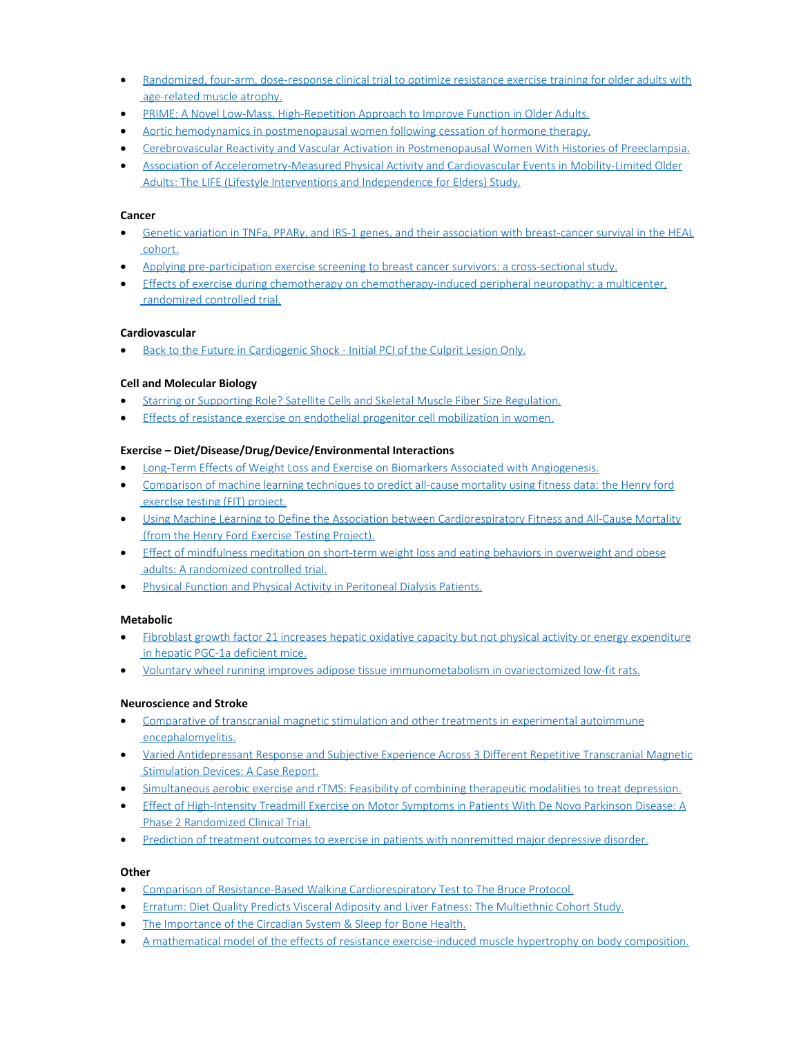- Randomized, four-arm, dose-response clinical trial to optimize resistance exercise training for older adults with age-related muscle atrophy.
- PRIME: A Novel Low-Mass, High-Repetition Approach to Improve Function in Older Adults.
- Aortic hemodynamics in postmenopausal women following cessation of hormone therapy.
- Cerebrovascular Reactivity and Vascular Activation in Postmenopausal Women With Histories of Preeclampsia.
- Association of Accelerometry-Measured Physical Activity and Cardiovascular Events in Mobility-Limited Older Adults: The LIFE (Lifestyle Interventions and Independence for Elders) Study.

**Cancer**

- Genetic variation in TNFa, PPARγ, and IRS-1 genes, and their association with breast-cancer survival in the HEAL cohort.
- Applying pre-participation exercise screening to breast cancer survivors: a cross-sectional study.
- Effects of exercise during chemotherapy on chemotherapy-induced peripheral neuropathy: a multicenter, randomized controlled trial.

**Cardiovascular**

- Back to the Future in Cardiogenic Shock - Initial PCI of the Culprit Lesion Only.

**Cell and Molecular Biology**

- Starring or Supporting Role? Satellite Cells and Skeletal Muscle Fiber Size Regulation.
- Effects of resistance exercise on endothelial progenitor cell mobilization in women.

**Exercise – Diet/Disease/Drug/Device/Environmental Interactions**

- Long-Term Effects of Weight Loss and Exercise on Biomarkers Associated with Angiogenesis.
- Comparison of machine learning techniques to predict all-cause mortality using fitness data: the Henry ford exercIse testing (FIT) project.
- Using Machine Learning to Define the Association between Cardiorespiratory Fitness and All-Cause Mortality (from the Henry Ford Exercise Testing Project).
- Effect of mindfulness meditation on short-term weight loss and eating behaviors in overweight and obese adults: A randomized controlled trial.
- Physical Function and Physical Activity in Peritoneal Dialysis Patients.

**Metabolic**

- Fibroblast growth factor 21 increases hepatic oxidative capacity but not physical activity or energy expenditure in hepatic PGC-1a deficient mice.
- Voluntary wheel running improves adipose tissue immunometabolism in ovariectomized low-fit rats.

**Neuroscience and Stroke**

- Comparative of transcranial magnetic stimulation and other treatments in experimental autoimmune encephalomyelitis.
- Varied Antidepressant Response and Subjective Experience Across 3 Different Repetitive Transcranial Magnetic Stimulation Devices: A Case Report.
- Simultaneous aerobic exercise and rTMS: Feasibility of combining therapeutic modalities to treat depression.
- Effect of High-Intensity Treadmill Exercise on Motor Symptoms in Patients With De Novo Parkinson Disease: A Phase 2 Randomized Clinical Trial.
- Prediction of treatment outcomes to exercise in patients with nonremitted major depressive disorder.

**Other**

- Comparison of Resistance-Based Walking Cardiorespiratory Test to The Bruce Protocol.
- Erratum: Diet Quality Predicts Visceral Adiposity and Liver Fatness: The Multiethnic Cohort Study.
- The Importance of the Circadian System & Sleep for Bone Health.
- A mathematical model of the effects of resistance exercise-induced muscle hypertrophy on body composition.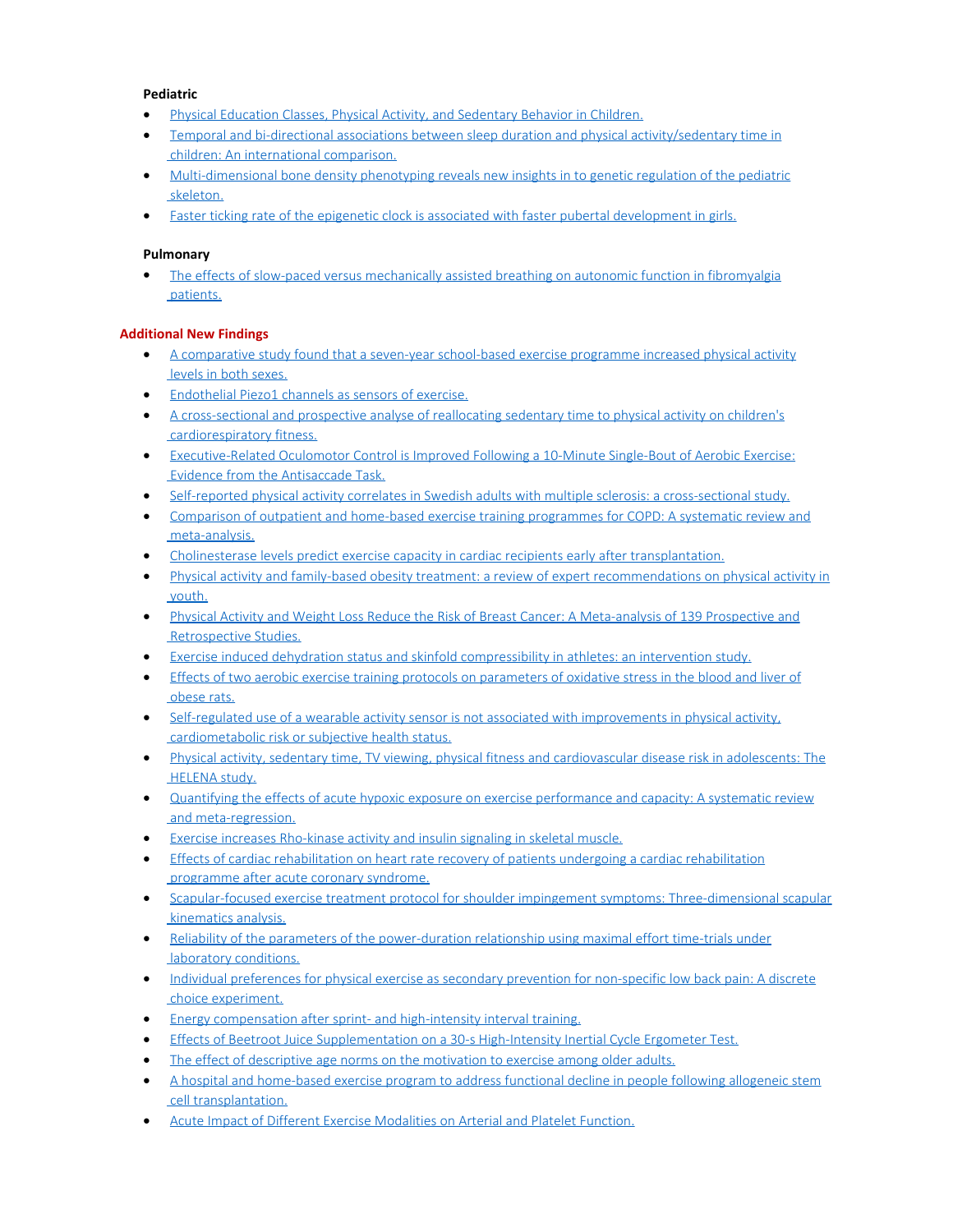**Pediatric**

- Physical Education Classes, Physical Activity, and Sedentary Behavior in Children.
- Temporal and bi-directional associations between sleep duration and physical activity/sedentary time in children: An international comparison.
- Multi-dimensional bone density phenotyping reveals new insights in to genetic regulation of the pediatric skeleton.
- Faster ticking rate of the epigenetic clock is associated with faster pubertal development in girls.

**Pulmonary**

- The effects of slow-paced versus mechanically assisted breathing on autonomic function in fibromyalgia patients.

**Additional New Findings**

- A comparative study found that a seven-year school-based exercise programme increased physical activity levels in both sexes.
- Endothelial Piezo1 channels as sensors of exercise.
- A cross-sectional and prospective analyse of reallocating sedentary time to physical activity on children's cardiorespiratory fitness.
- Executive-Related Oculomotor Control is Improved Following a 10-Minute Single-Bout of Aerobic Exercise: Evidence from the Antisaccade Task.
- Self-reported physical activity correlates in Swedish adults with multiple sclerosis: a cross-sectional study.
- Comparison of outpatient and home-based exercise training programmes for COPD: A systematic review and meta-analysis.
- Cholinesterase levels predict exercise capacity in cardiac recipients early after transplantation.
- Physical activity and family-based obesity treatment: a review of expert recommendations on physical activity in youth.
- Physical Activity and Weight Loss Reduce the Risk of Breast Cancer: A Meta-analysis of 139 Prospective and Retrospective Studies.
- Exercise induced dehydration status and skinfold compressibility in athletes: an intervention study.
- Effects of two aerobic exercise training protocols on parameters of oxidative stress in the blood and liver of obese rats.
- Self-regulated use of a wearable activity sensor is not associated with improvements in physical activity, cardiometabolic risk or subjective health status.
- Physical activity, sedentary time, TV viewing, physical fitness and cardiovascular disease risk in adolescents: The HELENA study.
- Quantifying the effects of acute hypoxic exposure on exercise performance and capacity: A systematic review and meta-regression.
- Exercise increases Rho-kinase activity and insulin signaling in skeletal muscle.
- Effects of cardiac rehabilitation on heart rate recovery of patients undergoing a cardiac rehabilitation programme after acute coronary syndrome.
- Scapular-focused exercise treatment protocol for shoulder impingement symptoms: Three-dimensional scapular kinematics analysis.
- Reliability of the parameters of the power-duration relationship using maximal effort time-trials under laboratory conditions.
- Individual preferences for physical exercise as secondary prevention for non-specific low back pain: A discrete choice experiment.
- Energy compensation after sprint- and high-intensity interval training.
- Effects of Beetroot Juice Supplementation on a 30-s High-Intensity Inertial Cycle Ergometer Test.
- The effect of descriptive age norms on the motivation to exercise among older adults.
- A hospital and home-based exercise program to address functional decline in people following allogeneic stem cell transplantation.
- Acute Impact of Different Exercise Modalities on Arterial and Platelet Function.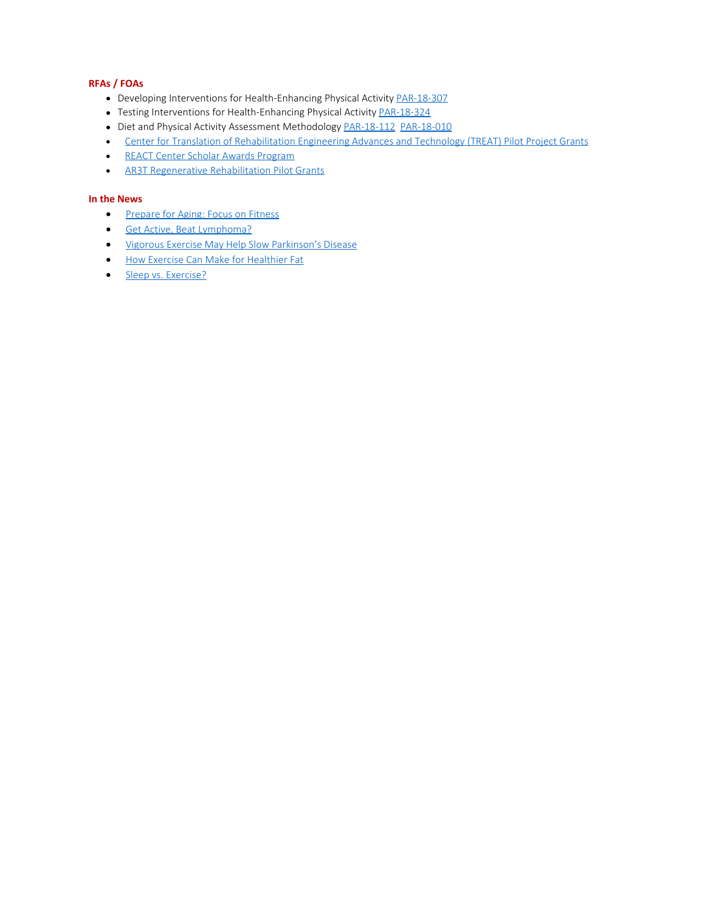**RFAs / FOAs**

- Developing Interventions for Health-Enhancing Physical Activity PAR-18-307
- Testing Interventions for Health-Enhancing Physical Activity PAR-18-324
- Diet and Physical Activity Assessment Methodology PAR-18-112 PAR-18-010
- Center for Translation of Rehabilitation Engineering Advances and Technology (TREAT) Pilot Project Grants
- REACT Center Scholar Awards Program
- AR3T Regenerative Rehabilitation Pilot Grants

**In the News**

- Prepare for Aging: Focus on Fitness
- Get Active, Beat Lymphoma?
- Vigorous Exercise May Help Slow Parkinson's Disease
- How Exercise Can Make for Healthier Fat
- Sleep vs. Exercise?